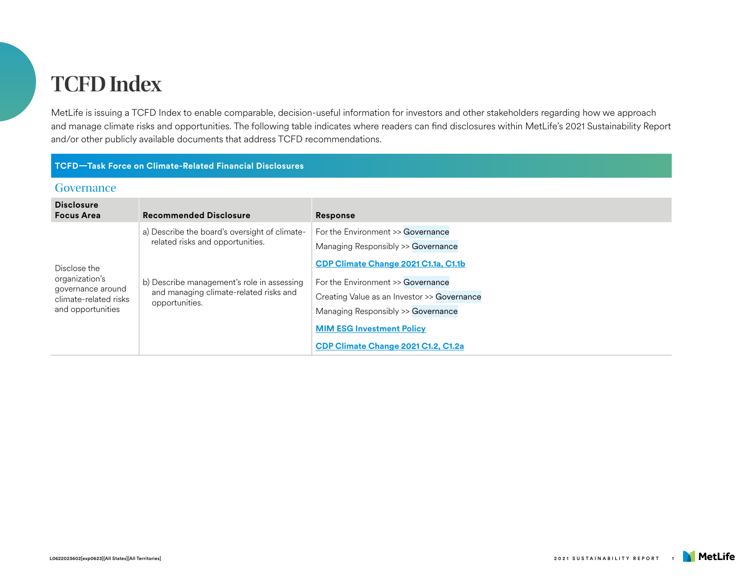# TCFD Index

MetLife is issuing a TCFD Index to enable comparable, decision-useful information for investors and other stakeholders regarding how we approach and manage climate risks and opportunities. The following table indicates where readers can find disclosures within MetLife's 2021 Sustainability Report and/or other publicly available documents that address TCFD recommendations.

## TCFD—Task Force on Climate-Related Financial Disclosures

### Governance

| Disclosure Focus Area | Recommended Disclosure | Response |
|---|---|---|
| Disclose the organization's governance around climate-related risks and opportunities | a) Describe the board's oversight of climate-related risks and opportunities. | For the Environment >> Governance<br>Managing Responsibly >> Governance<br>**CDP Climate Change 2021 C1.1a, C1.1b** |
| | b) Describe management's role in assessing and managing climate-related risks and opportunities. | For the Environment >> Governance<br>Creating Value as an Investor >> Governance<br>Managing Responsibly >> Governance<br>**MIM ESG Investment Policy**<br>**CDP Climate Change 2021 C1.2, C1.2a** |

L0622023602[exp0623][All States][All Territories]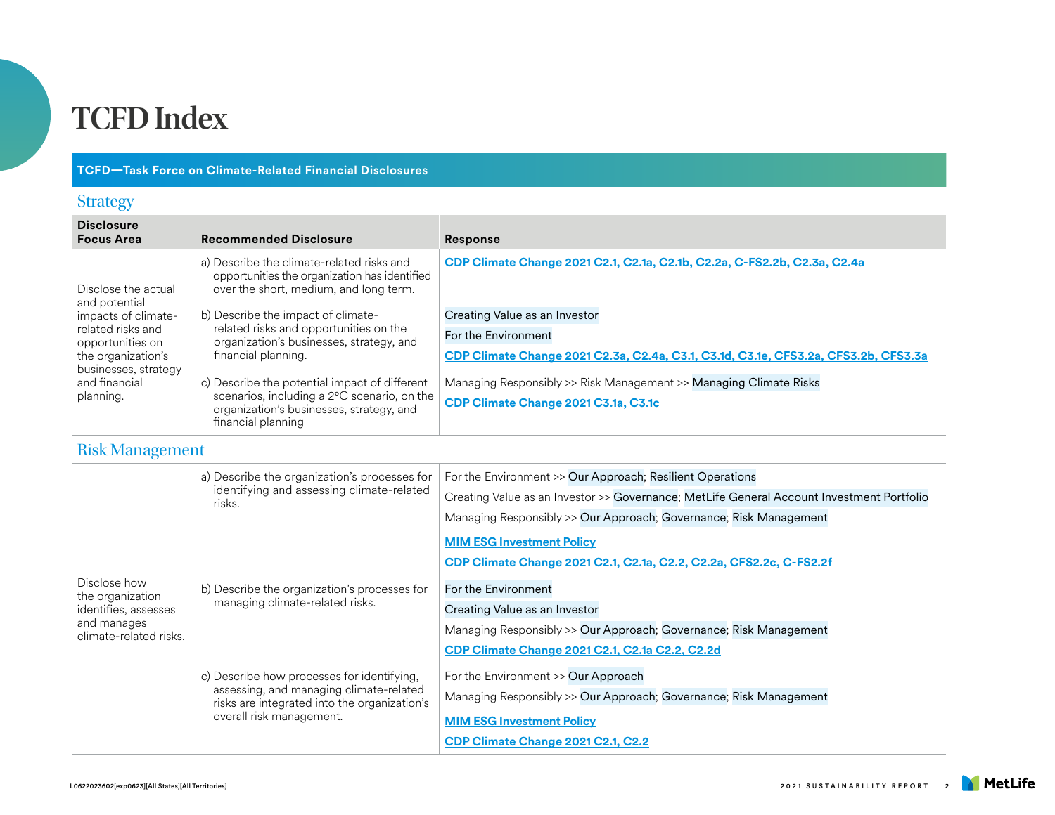# TCFD Index

**TCFD—Task Force on Climate-Related Financial Disclosures**

## Strategy

| Disclosure Focus Area | Recommended Disclosure | Response |
|---|---|---|
| Disclose the actual and potential impacts of climate-related risks and opportunities on the organization's businesses, strategy and financial planning. | a) Describe the climate-related risks and opportunities the organization has identified over the short, medium, and long term. | CDP Climate Change 2021 C2.1, C2.1a, C2.1b, C2.2a, C-FS2.2b, C2.3a, C2.4a |
| | b) Describe the impact of climate-related risks and opportunities on the organization's businesses, strategy, and financial planning. | Creating Value as an Investor<br>For the Environment<br>CDP Climate Change 2021 C2.3a, C2.4a, C3.1, C3.1d, C3.1e, CFS3.2a, CFS3.2b, CFS3.3a |
| | c) Describe the potential impact of different scenarios, including a 2°C scenario, on the organization's businesses, strategy, and financial planning. | Managing Responsibly >> Risk Management >> Managing Climate Risks<br>CDP Climate Change 2021 C3.1a, C3.1c |

## Risk Management

| Disclosure Focus Area | Recommended Disclosure | Response |
|---|---|---|
| Disclose how the organization identifies, assesses and manages climate-related risks. | a) Describe the organization's processes for identifying and assessing climate-related risks. | For the Environment >> Our Approach; Resilient Operations<br>Creating Value as an Investor >> Governance; MetLife General Account Investment Portfolio<br>Managing Responsibly >> Our Approach; Governance; Risk Management<br>MIM ESG Investment Policy<br>CDP Climate Change 2021 C2.1, C2.1a, C2.2, C2.2a, CFS2.2c, C-FS2.2f |
| | b) Describe the organization's processes for managing climate-related risks. | For the Environment<br>Creating Value as an Investor<br>Managing Responsibly >> Our Approach; Governance; Risk Management<br>CDP Climate Change 2021 C2.1, C2.1a C2.2, C2.2d |
| | c) Describe how processes for identifying, assessing, and managing climate-related risks are integrated into the organization's overall risk management. | For the Environment >> Our Approach<br>Managing Responsibly >> Our Approach; Governance; Risk Management<br>MIM ESG Investment Policy<br>CDP Climate Change 2021 C2.1, C2.2 |

L0622023602[exp0623][All States][All Territories]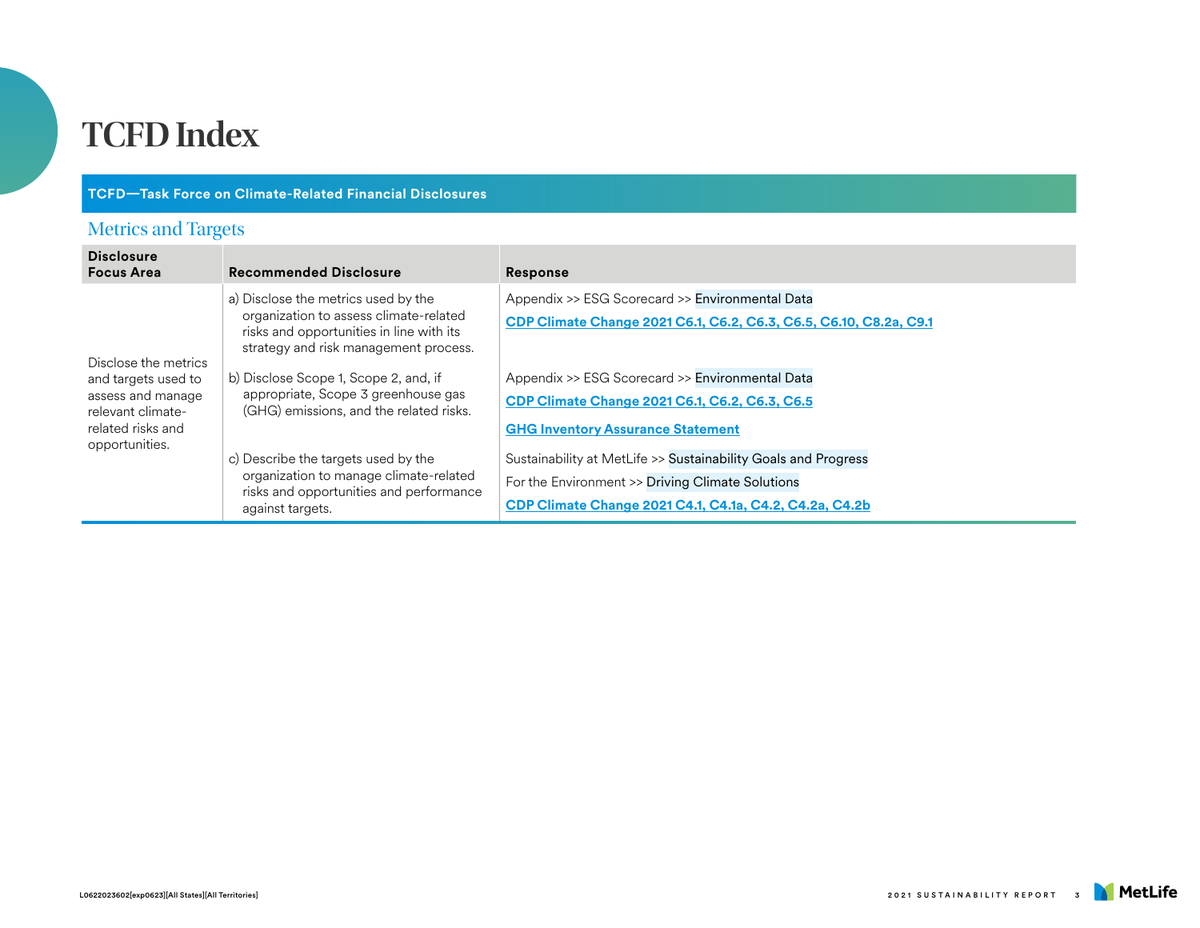# TCFD Index

## TCFD—Task Force on Climate-Related Financial Disclosures

### Metrics and Targets

| Disclosure Focus Area | Recommended Disclosure | Response |
|---|---|---|
| Disclose the metrics and targets used to assess and manage relevant climate-related risks and opportunities. | a) Disclose the metrics used by the organization to assess climate-related risks and opportunities in line with its strategy and risk management process. | Appendix >> ESG Scorecard >> Environmental Data<br>**CDP Climate Change 2021 C6.1, C6.2, C6.3, C6.5, C6.10, C8.2a, C9.1** |
| | b) Disclose Scope 1, Scope 2, and, if appropriate, Scope 3 greenhouse gas (GHG) emissions, and the related risks. | Appendix >> ESG Scorecard >> Environmental Data<br>**CDP Climate Change 2021 C6.1, C6.2, C6.3, C6.5**<br>**GHG Inventory Assurance Statement** |
| | c) Describe the targets used by the organization to manage climate-related risks and opportunities and performance against targets. | Sustainability at MetLife >> Sustainability Goals and Progress<br>For the Environment >> Driving Climate Solutions<br>**CDP Climate Change 2021 C4.1, C4.1a, C4.2, C4.2a, C4.2b** |

L0622023602[exp0623][All States][All Territories]